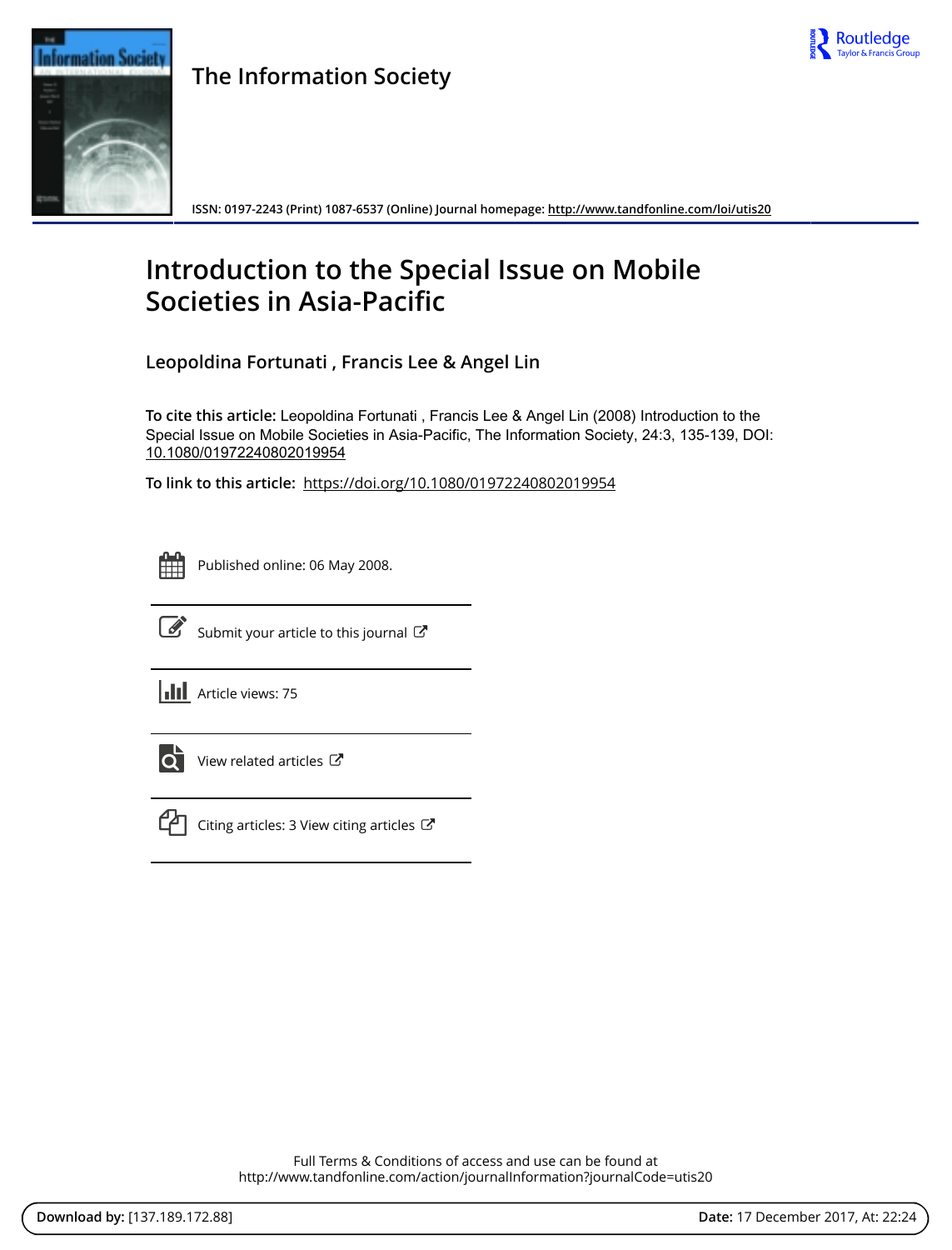The Information Society

ISSN: 0197-2243 (Print) 1087-6537 (Online) Journal homepage: http://www.tandfonline.com/loi/utis20

# Introduction to the Special Issue on Mobile Societies in Asia-Pacific

**Leopoldina Fortunati , Francis Lee & Angel Lin**

**To cite this article:** Leopoldina Fortunati , Francis Lee & Angel Lin (2008) Introduction to the Special Issue on Mobile Societies in Asia-Pacific, The Information Society, 24:3, 135-139, DOI: 10.1080/01972240802019954

**To link to this article:** https://doi.org/10.1080/01972240802019954

Published online: 06 May 2008.

Submit your article to this journal

Article views: 75

View related articles

Citing articles: 3 View citing articles

Full Terms & Conditions of access and use can be found at
http://www.tandfonline.com/action/journalInformation?journalCode=utis20

**Download by:** [137.189.172.88] **Date:** 17 December 2017, At: 22:24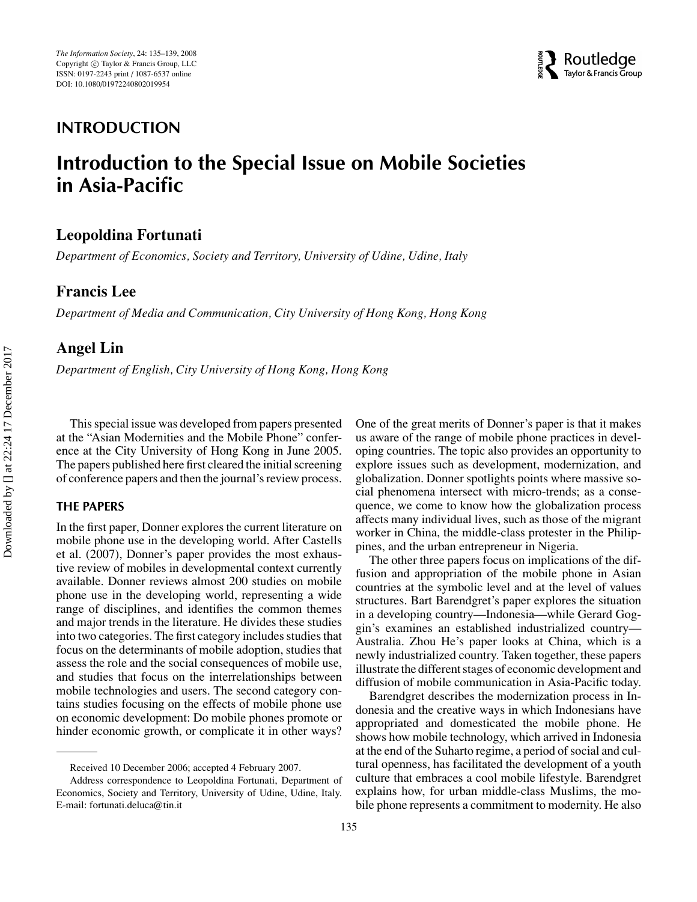INTRODUCTION

# Introduction to the Special Issue on Mobile Societies in Asia-Pacific

**Leopoldina Fortunati**

*Department of Economics, Society and Territory, University of Udine, Udine, Italy*

**Francis Lee**

*Department of Media and Communication, City University of Hong Kong, Hong Kong*

**Angel Lin**

*Department of English, City University of Hong Kong, Hong Kong*

This special issue was developed from papers presented at the "Asian Modernities and the Mobile Phone" conference at the City University of Hong Kong in June 2005. The papers published here first cleared the initial screening of conference papers and then the journal's review process.

## THE PAPERS

In the first paper, Donner explores the current literature on mobile phone use in the developing world. After Castells et al. (2007), Donner's paper provides the most exhaustive review of mobiles in developmental context currently available. Donner reviews almost 200 studies on mobile phone use in the developing world, representing a wide range of disciplines, and identifies the common themes and major trends in the literature. He divides these studies into two categories. The first category includes studies that focus on the determinants of mobile adoption, studies that assess the role and the social consequences of mobile use, and studies that focus on the interrelationships between mobile technologies and users. The second category contains studies focusing on the effects of mobile phone use on economic development: Do mobile phones promote or hinder economic growth, or complicate it in other ways? One of the great merits of Donner's paper is that it makes us aware of the range of mobile phone practices in developing countries. The topic also provides an opportunity to explore issues such as development, modernization, and globalization. Donner spotlights points where massive social phenomena intersect with micro-trends; as a consequence, we come to know how the globalization process affects many individual lives, such as those of the migrant worker in China, the middle-class protester in the Philippines, and the urban entrepreneur in Nigeria.

The other three papers focus on implications of the diffusion and appropriation of the mobile phone in Asian countries at the symbolic level and at the level of values structures. Bart Barendgret's paper explores the situation in a developing country—Indonesia—while Gerard Goggin's examines an established industrialized country—Australia. Zhou He's paper looks at China, which is a newly industrialized country. Taken together, these papers illustrate the different stages of economic development and diffusion of mobile communication in Asia-Pacific today.

Barendgret describes the modernization process in Indonesia and the creative ways in which Indonesians have appropriated and domesticated the mobile phone. He shows how mobile technology, which arrived in Indonesia at the end of the Suharto regime, a period of social and cultural openness, has facilitated the development of a youth culture that embraces a cool mobile lifestyle. Barendgret explains how, for urban middle-class Muslims, the mobile phone represents a commitment to modernity. He also

---

Received 10 December 2006; accepted 4 February 2007.

Address correspondence to Leopoldina Fortunati, Department of Economics, Society and Territory, University of Udine, Udine, Italy. E-mail: fortunati.deluca@tin.it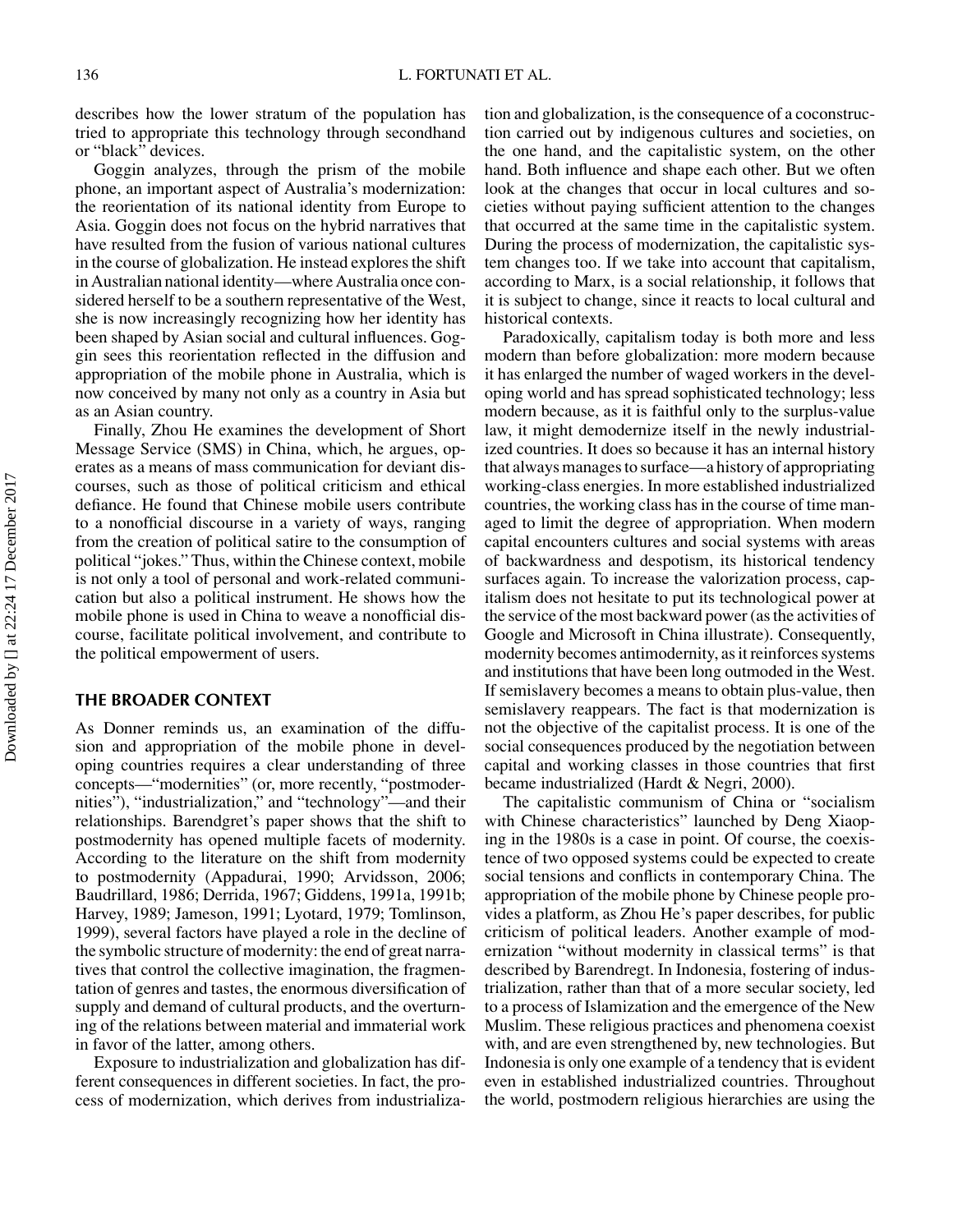describes how the lower stratum of the population has tried to appropriate this technology through secondhand or "black" devices.

Goggin analyzes, through the prism of the mobile phone, an important aspect of Australia's modernization: the reorientation of its national identity from Europe to Asia. Goggin does not focus on the hybrid narratives that have resulted from the fusion of various national cultures in the course of globalization. He instead explores the shift in Australian national identity—where Australia once considered herself to be a southern representative of the West, she is now increasingly recognizing how her identity has been shaped by Asian social and cultural influences. Goggin sees this reorientation reflected in the diffusion and appropriation of the mobile phone in Australia, which is now conceived by many not only as a country in Asia but as an Asian country.

Finally, Zhou He examines the development of Short Message Service (SMS) in China, which, he argues, operates as a means of mass communication for deviant discourses, such as those of political criticism and ethical defiance. He found that Chinese mobile users contribute to a nonofficial discourse in a variety of ways, ranging from the creation of political satire to the consumption of political "jokes." Thus, within the Chinese context, mobile is not only a tool of personal and work-related communication but also a political instrument. He shows how the mobile phone is used in China to weave a nonofficial discourse, facilitate political involvement, and contribute to the political empowerment of users.

## THE BROADER CONTEXT

As Donner reminds us, an examination of the diffusion and appropriation of the mobile phone in developing countries requires a clear understanding of three concepts—"modernities" (or, more recently, "postmodernities"), "industrialization," and "technology"—and their relationships. Barendgret's paper shows that the shift to postmodernity has opened multiple facets of modernity. According to the literature on the shift from modernity to postmodernity (Appadurai, 1990; Arvidsson, 2006; Baudrillard, 1986; Derrida, 1967; Giddens, 1991a, 1991b; Harvey, 1989; Jameson, 1991; Lyotard, 1979; Tomlinson, 1999), several factors have played a role in the decline of the symbolic structure of modernity: the end of great narratives that control the collective imagination, the fragmentation of genres and tastes, the enormous diversification of supply and demand of cultural products, and the overturning of the relations between material and immaterial work in favor of the latter, among others.

Exposure to industrialization and globalization has different consequences in different societies. In fact, the process of modernization, which derives from industrialization and globalization, is the consequence of a coconstruction carried out by indigenous cultures and societies, on the one hand, and the capitalistic system, on the other hand. Both influence and shape each other. But we often look at the changes that occur in local cultures and societies without paying sufficient attention to the changes that occurred at the same time in the capitalistic system. During the process of modernization, the capitalistic system changes too. If we take into account that capitalism, according to Marx, is a social relationship, it follows that it is subject to change, since it reacts to local cultural and historical contexts.

Paradoxically, capitalism today is both more and less modern than before globalization: more modern because it has enlarged the number of waged workers in the developing world and has spread sophisticated technology; less modern because, as it is faithful only to the surplus-value law, it might demodernize itself in the newly industrialized countries. It does so because it has an internal history that always manages to surface—a history of appropriating working-class energies. In more established industrialized countries, the working class has in the course of time managed to limit the degree of appropriation. When modern capital encounters cultures and social systems with areas of backwardness and despotism, its historical tendency surfaces again. To increase the valorization process, capitalism does not hesitate to put its technological power at the service of the most backward power (as the activities of Google and Microsoft in China illustrate). Consequently, modernity becomes antimodernity, as it reinforces systems and institutions that have been long outmoded in the West. If semislavery becomes a means to obtain plus-value, then semislavery reappears. The fact is that modernization is not the objective of the capitalist process. It is one of the social consequences produced by the negotiation between capital and working classes in those countries that first became industrialized (Hardt & Negri, 2000).

The capitalistic communism of China or "socialism with Chinese characteristics" launched by Deng Xiaoping in the 1980s is a case in point. Of course, the coexistence of two opposed systems could be expected to create social tensions and conflicts in contemporary China. The appropriation of the mobile phone by Chinese people provides a platform, as Zhou He's paper describes, for public criticism of political leaders. Another example of modernization "without modernity in classical terms" is that described by Barendregt. In Indonesia, fostering of industrialization, rather than that of a more secular society, led to a process of Islamization and the emergence of the New Muslim. These religious practices and phenomena coexist with, and are even strengthened by, new technologies. But Indonesia is only one example of a tendency that is evident even in established industrialized countries. Throughout the world, postmodern religious hierarchies are using the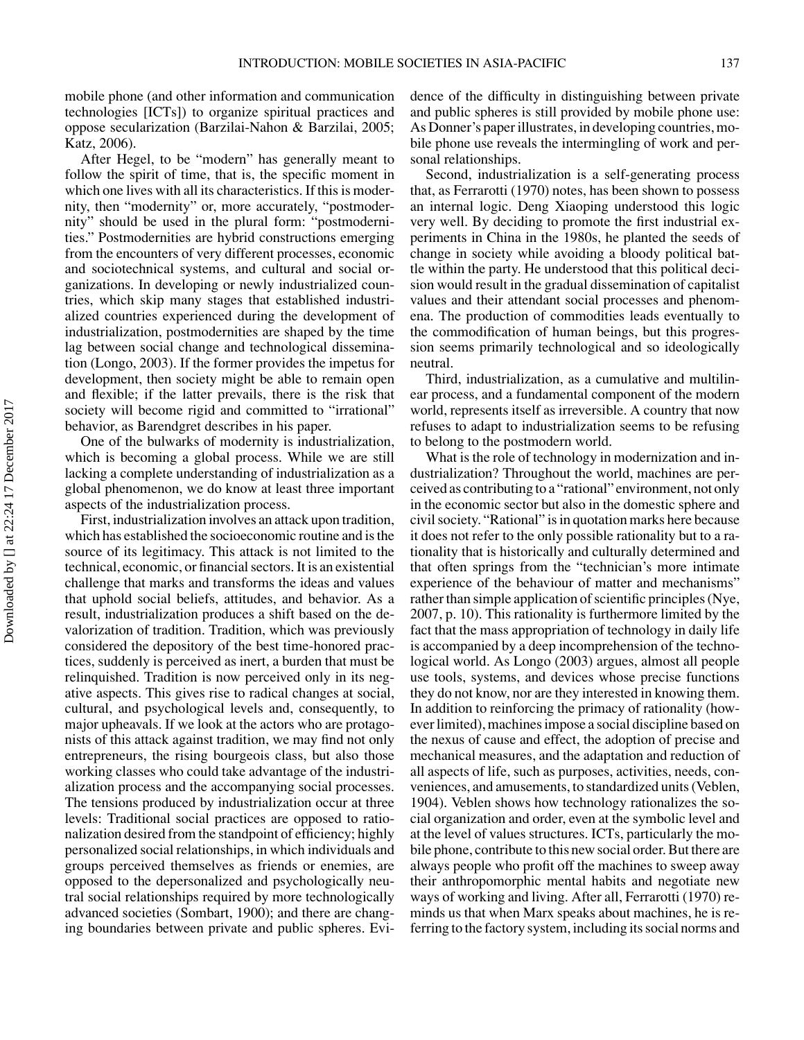mobile phone (and other information and communication technologies [ICTs]) to organize spiritual practices and oppose secularization (Barzilai-Nahon & Barzilai, 2005; Katz, 2006).

After Hegel, to be "modern" has generally meant to follow the spirit of time, that is, the specific moment in which one lives with all its characteristics. If this is modernity, then "modernity" or, more accurately, "postmodernity" should be used in the plural form: "postmodernities." Postmodernities are hybrid constructions emerging from the encounters of very different processes, economic and sociotechnical systems, and cultural and social organizations. In developing or newly industrialized countries, which skip many stages that established industrialized countries experienced during the development of industrialization, postmodernities are shaped by the time lag between social change and technological dissemination (Longo, 2003). If the former provides the impetus for development, then society might be able to remain open and flexible; if the latter prevails, there is the risk that society will become rigid and committed to "irrational" behavior, as Barendgret describes in his paper.

One of the bulwarks of modernity is industrialization, which is becoming a global process. While we are still lacking a complete understanding of industrialization as a global phenomenon, we do know at least three important aspects of the industrialization process.

First, industrialization involves an attack upon tradition, which has established the socioeconomic routine and is the source of its legitimacy. This attack is not limited to the technical, economic, or financial sectors. It is an existential challenge that marks and transforms the ideas and values that uphold social beliefs, attitudes, and behavior. As a result, industrialization produces a shift based on the devalorization of tradition. Tradition, which was previously considered the depository of the best time-honored practices, suddenly is perceived as inert, a burden that must be relinquished. Tradition is now perceived only in its negative aspects. This gives rise to radical changes at social, cultural, and psychological levels and, consequently, to major upheavals. If we look at the actors who are protagonists of this attack against tradition, we may find not only entrepreneurs, the rising bourgeois class, but also those working classes who could take advantage of the industrialization process and the accompanying social processes. The tensions produced by industrialization occur at three levels: Traditional social practices are opposed to rationalization desired from the standpoint of efficiency; highly personalized social relationships, in which individuals and groups perceived themselves as friends or enemies, are opposed to the depersonalized and psychologically neutral social relationships required by more technologically advanced societies (Sombart, 1900); and there are changing boundaries between private and public spheres. Evidence of the difficulty in distinguishing between private and public spheres is still provided by mobile phone use: As Donner's paper illustrates, in developing countries, mobile phone use reveals the intermingling of work and personal relationships.

Second, industrialization is a self-generating process that, as Ferrarotti (1970) notes, has been shown to possess an internal logic. Deng Xiaoping understood this logic very well. By deciding to promote the first industrial experiments in China in the 1980s, he planted the seeds of change in society while avoiding a bloody political battle within the party. He understood that this political decision would result in the gradual dissemination of capitalist values and their attendant social processes and phenomena. The production of commodities leads eventually to the commodification of human beings, but this progression seems primarily technological and so ideologically neutral.

Third, industrialization, as a cumulative and multilinear process, and a fundamental component of the modern world, represents itself as irreversible. A country that now refuses to adapt to industrialization seems to be refusing to belong to the postmodern world.

What is the role of technology in modernization and industrialization? Throughout the world, machines are perceived as contributing to a "rational" environment, not only in the economic sector but also in the domestic sphere and civil society. "Rational" is in quotation marks here because it does not refer to the only possible rationality but to a rationality that is historically and culturally determined and that often springs from the "technician's more intimate experience of the behaviour of matter and mechanisms" rather than simple application of scientific principles (Nye, 2007, p. 10). This rationality is furthermore limited by the fact that the mass appropriation of technology in daily life is accompanied by a deep incomprehension of the technological world. As Longo (2003) argues, almost all people use tools, systems, and devices whose precise functions they do not know, nor are they interested in knowing them. In addition to reinforcing the primacy of rationality (however limited), machines impose a social discipline based on the nexus of cause and effect, the adoption of precise and mechanical measures, and the adaptation and reduction of all aspects of life, such as purposes, activities, needs, conveniences, and amusements, to standardized units (Veblen, 1904). Veblen shows how technology rationalizes the social organization and order, even at the symbolic level and at the level of values structures. ICTs, particularly the mobile phone, contribute to this new social order. But there are always people who profit off the machines to sweep away their anthropomorphic mental habits and negotiate new ways of working and living. After all, Ferrarotti (1970) reminds us that when Marx speaks about machines, he is referring to the factory system, including its social norms and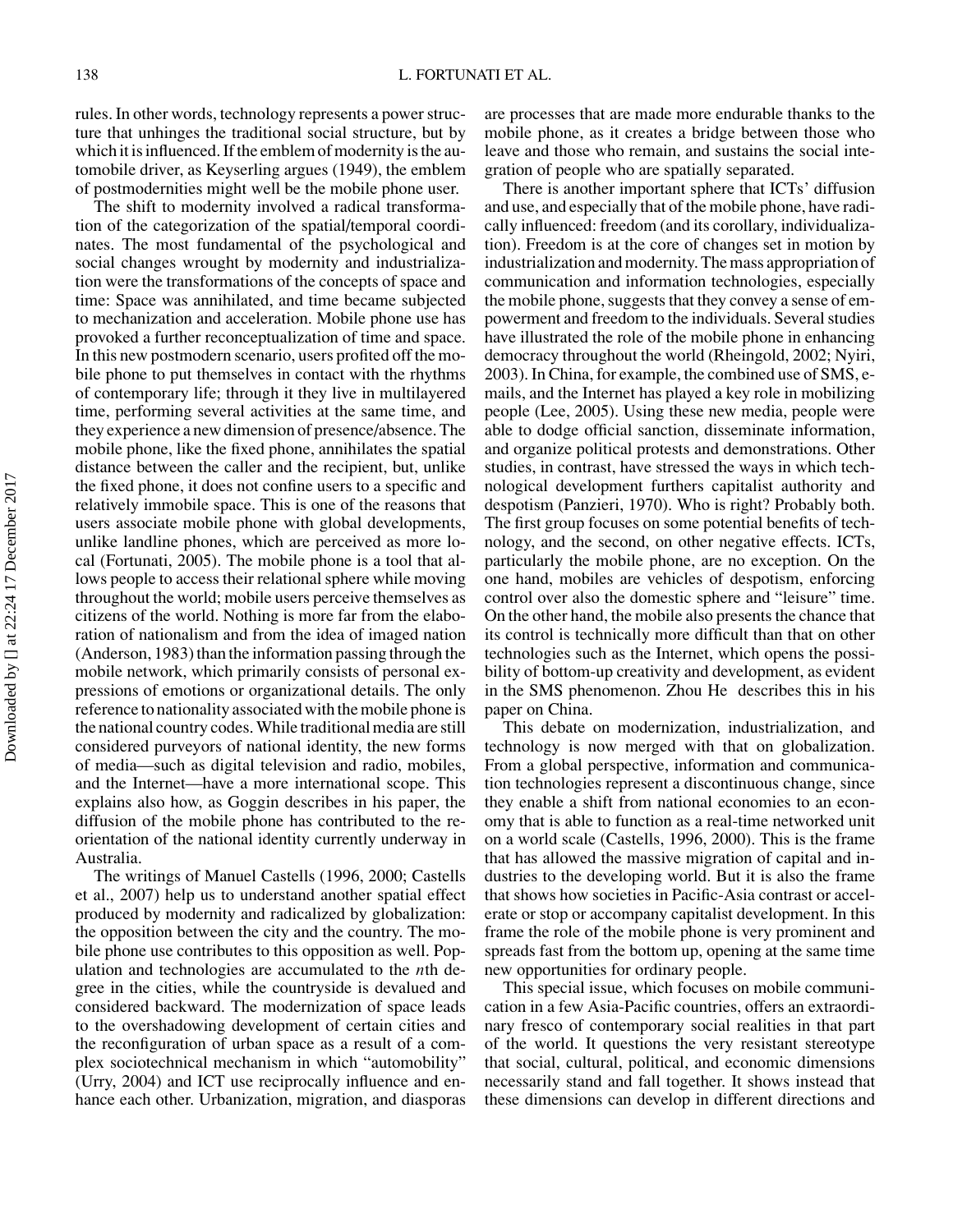rules. In other words, technology represents a power structure that unhinges the traditional social structure, but by which it is influenced. If the emblem of modernity is the automobile driver, as Keyserling argues (1949), the emblem of postmodernities might well be the mobile phone user.

The shift to modernity involved a radical transformation of the categorization of the spatial/temporal coordinates. The most fundamental of the psychological and social changes wrought by modernity and industrialization were the transformations of the concepts of space and time: Space was annihilated, and time became subjected to mechanization and acceleration. Mobile phone use has provoked a further reconceptualization of time and space. In this new postmodern scenario, users profited off the mobile phone to put themselves in contact with the rhythms of contemporary life; through it they live in multilayered time, performing several activities at the same time, and they experience a new dimension of presence/absence. The mobile phone, like the fixed phone, annihilates the spatial distance between the caller and the recipient, but, unlike the fixed phone, it does not confine users to a specific and relatively immobile space. This is one of the reasons that users associate mobile phone with global developments, unlike landline phones, which are perceived as more local (Fortunati, 2005). The mobile phone is a tool that allows people to access their relational sphere while moving throughout the world; mobile users perceive themselves as citizens of the world. Nothing is more far from the elaboration of nationalism and from the idea of imaged nation (Anderson, 1983) than the information passing through the mobile network, which primarily consists of personal expressions of emotions or organizational details. The only reference to nationality associated with the mobile phone is the national country codes. While traditional media are still considered purveyors of national identity, the new forms of media—such as digital television and radio, mobiles, and the Internet—have a more international scope. This explains also how, as Goggin describes in his paper, the diffusion of the mobile phone has contributed to the reorientation of the national identity currently underway in Australia.

The writings of Manuel Castells (1996, 2000; Castells et al., 2007) help us to understand another spatial effect produced by modernity and radicalized by globalization: the opposition between the city and the country. The mobile phone use contributes to this opposition as well. Population and technologies are accumulated to the *n*th degree in the cities, while the countryside is devalued and considered backward. The modernization of space leads to the overshadowing development of certain cities and the reconfiguration of urban space as a result of a complex sociotechnical mechanism in which "automobility" (Urry, 2004) and ICT use reciprocally influence and enhance each other. Urbanization, migration, and diasporas are processes that are made more endurable thanks to the mobile phone, as it creates a bridge between those who leave and those who remain, and sustains the social integration of people who are spatially separated.

There is another important sphere that ICTs' diffusion and use, and especially that of the mobile phone, have radically influenced: freedom (and its corollary, individualization). Freedom is at the core of changes set in motion by industrialization and modernity. The mass appropriation of communication and information technologies, especially the mobile phone, suggests that they convey a sense of empowerment and freedom to the individuals. Several studies have illustrated the role of the mobile phone in enhancing democracy throughout the world (Rheingold, 2002; Nyiri, 2003). In China, for example, the combined use of SMS, e-mails, and the Internet has played a key role in mobilizing people (Lee, 2005). Using these new media, people were able to dodge official sanction, disseminate information, and organize political protests and demonstrations. Other studies, in contrast, have stressed the ways in which technological development furthers capitalist authority and despotism (Panzieri, 1970). Who is right? Probably both. The first group focuses on some potential benefits of technology, and the second, on other negative effects. ICTs, particularly the mobile phone, are no exception. On the one hand, mobiles are vehicles of despotism, enforcing control over also the domestic sphere and "leisure" time. On the other hand, the mobile also presents the chance that its control is technically more difficult than that on other technologies such as the Internet, which opens the possibility of bottom-up creativity and development, as evident in the SMS phenomenon. Zhou He describes this in his paper on China.

This debate on modernization, industrialization, and technology is now merged with that on globalization. From a global perspective, information and communication technologies represent a discontinuous change, since they enable a shift from national economies to an economy that is able to function as a real-time networked unit on a world scale (Castells, 1996, 2000). This is the frame that has allowed the massive migration of capital and industries to the developing world. But it is also the frame that shows how societies in Pacific-Asia contrast or accelerate or stop or accompany capitalist development. In this frame the role of the mobile phone is very prominent and spreads fast from the bottom up, opening at the same time new opportunities for ordinary people.

This special issue, which focuses on mobile communication in a few Asia-Pacific countries, offers an extraordinary fresco of contemporary social realities in that part of the world. It questions the very resistant stereotype that social, cultural, political, and economic dimensions necessarily stand and fall together. It shows instead that these dimensions can develop in different directions and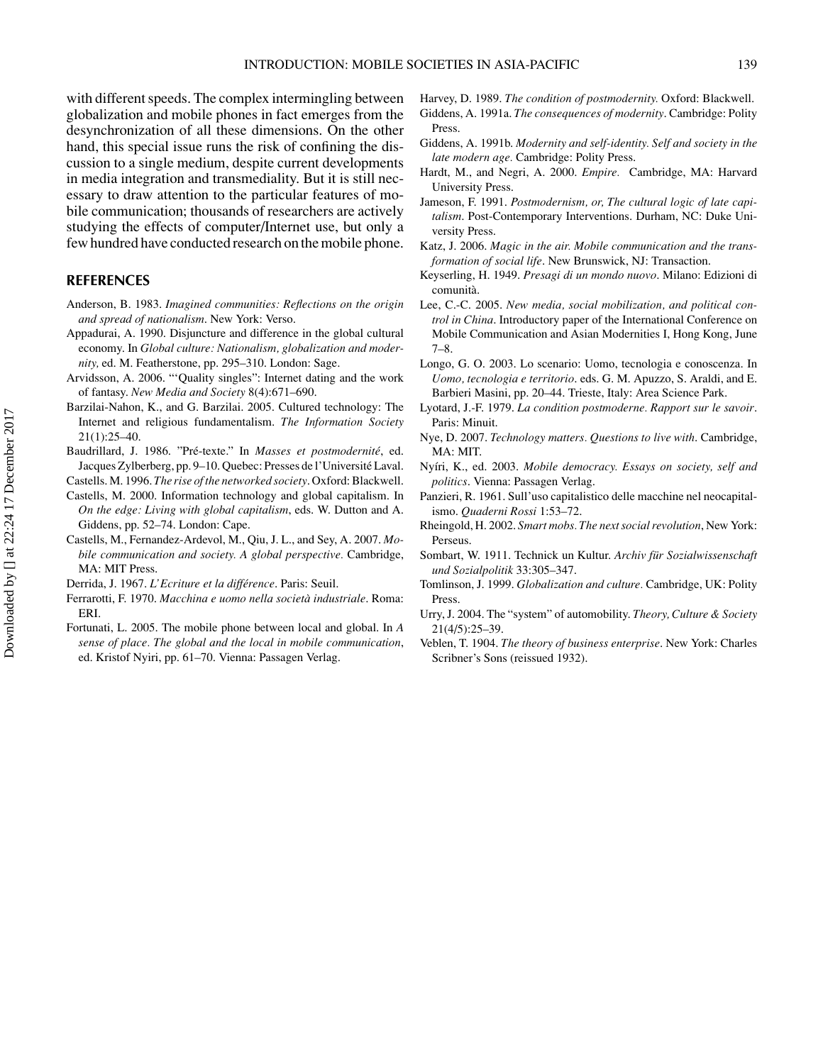with different speeds. The complex intermingling between globalization and mobile phones in fact emerges from the desynchronization of all these dimensions. On the other hand, this special issue runs the risk of confining the discussion to a single medium, despite current developments in media integration and transmediality. But it is still necessary to draw attention to the particular features of mobile communication; thousands of researchers are actively studying the effects of computer/Internet use, but only a few hundred have conducted research on the mobile phone.

## REFERENCES

Anderson, B. 1983. *Imagined communities: Reflections on the origin and spread of nationalism*. New York: Verso.

Appadurai, A. 1990. Disjuncture and difference in the global cultural economy. In *Global culture: Nationalism, globalization and modernity,* ed. M. Featherstone, pp. 295–310. London: Sage.

Arvidsson, A. 2006. "'Quality singles": Internet dating and the work of fantasy. *New Media and Society* 8(4):671–690.

Barzilai-Nahon, K., and G. Barzilai. 2005. Cultured technology: The Internet and religious fundamentalism. *The Information Society* 21(1):25–40.

Baudrillard, J. 1986. "Pré-texte." In *Masses et postmodernité*, ed. Jacques Zylberberg, pp. 9–10. Quebec: Presses de l'Université Laval.

Castells. M. 1996. *The rise of the networked society*. Oxford: Blackwell.

Castells, M. 2000. Information technology and global capitalism. In *On the edge: Living with global capitalism*, eds. W. Dutton and A. Giddens, pp. 52–74. London: Cape.

Castells, M., Fernandez-Ardevol, M., Qiu, J. L., and Sey, A. 2007. *Mobile communication and society. A global perspective.* Cambridge, MA: MIT Press.

Derrida, J. 1967. *L'Ecriture et la différence*. Paris: Seuil.

Ferrarotti, F. 1970. *Macchina e uomo nella società industriale*. Roma: ERI.

Fortunati, L. 2005. The mobile phone between local and global. In *A sense of place. The global and the local in mobile communication*, ed. Kristof Nyiri, pp. 61–70. Vienna: Passagen Verlag.

Harvey, D. 1989. *The condition of postmodernity.* Oxford: Blackwell.

Giddens, A. 1991a. *The consequences of modernity*. Cambridge: Polity Press.

Giddens, A. 1991b. *Modernity and self-identity. Self and society in the late modern age.* Cambridge: Polity Press.

Hardt, M., and Negri, A. 2000. *Empire.* Cambridge, MA: Harvard University Press.

Jameson, F. 1991. *Postmodernism, or, The cultural logic of late capitalism*. Post-Contemporary Interventions. Durham, NC: Duke University Press.

Katz, J. 2006. *Magic in the air. Mobile communication and the transformation of social life*. New Brunswick, NJ: Transaction.

Keyserling, H. 1949. *Presagi di un mondo nuovo*. Milano: Edizioni di comunità.

Lee, C.-C. 2005. *New media, social mobilization, and political control in China*. Introductory paper of the International Conference on Mobile Communication and Asian Modernities I, Hong Kong, June 7–8.

Longo, G. O. 2003. Lo scenario: Uomo, tecnologia e conoscenza. In *Uomo, tecnologia e territorio*. eds. G. M. Apuzzo, S. Araldi, and E. Barbieri Masini, pp. 20–44. Trieste, Italy: Area Science Park.

Lyotard, J.-F. 1979. *La condition postmoderne. Rapport sur le savoir*. Paris: Minuit.

Nye, D. 2007. *Technology matters. Questions to live with*. Cambridge, MA: MIT.

Nyíri, K., ed. 2003. *Mobile democracy. Essays on society, self and politics*. Vienna: Passagen Verlag.

Panzieri, R. 1961. Sull'uso capitalistico delle macchine nel neocapitalismo. *Quaderni Rossi* 1:53–72.

Rheingold, H. 2002. *Smart mobs. The next social revolution*, New York: Perseus.

Sombart, W. 1911. Technick un Kultur. *Archiv für Sozialwissenschaft und Sozialpolitik* 33:305–347.

Tomlinson, J. 1999. *Globalization and culture.* Cambridge, UK: Polity Press.

Urry, J. 2004. The "system" of automobility. *Theory, Culture & Society* 21(4/5):25–39.

Veblen, T. 1904. *The theory of business enterprise*. New York: Charles Scribner's Sons (reissued 1932).